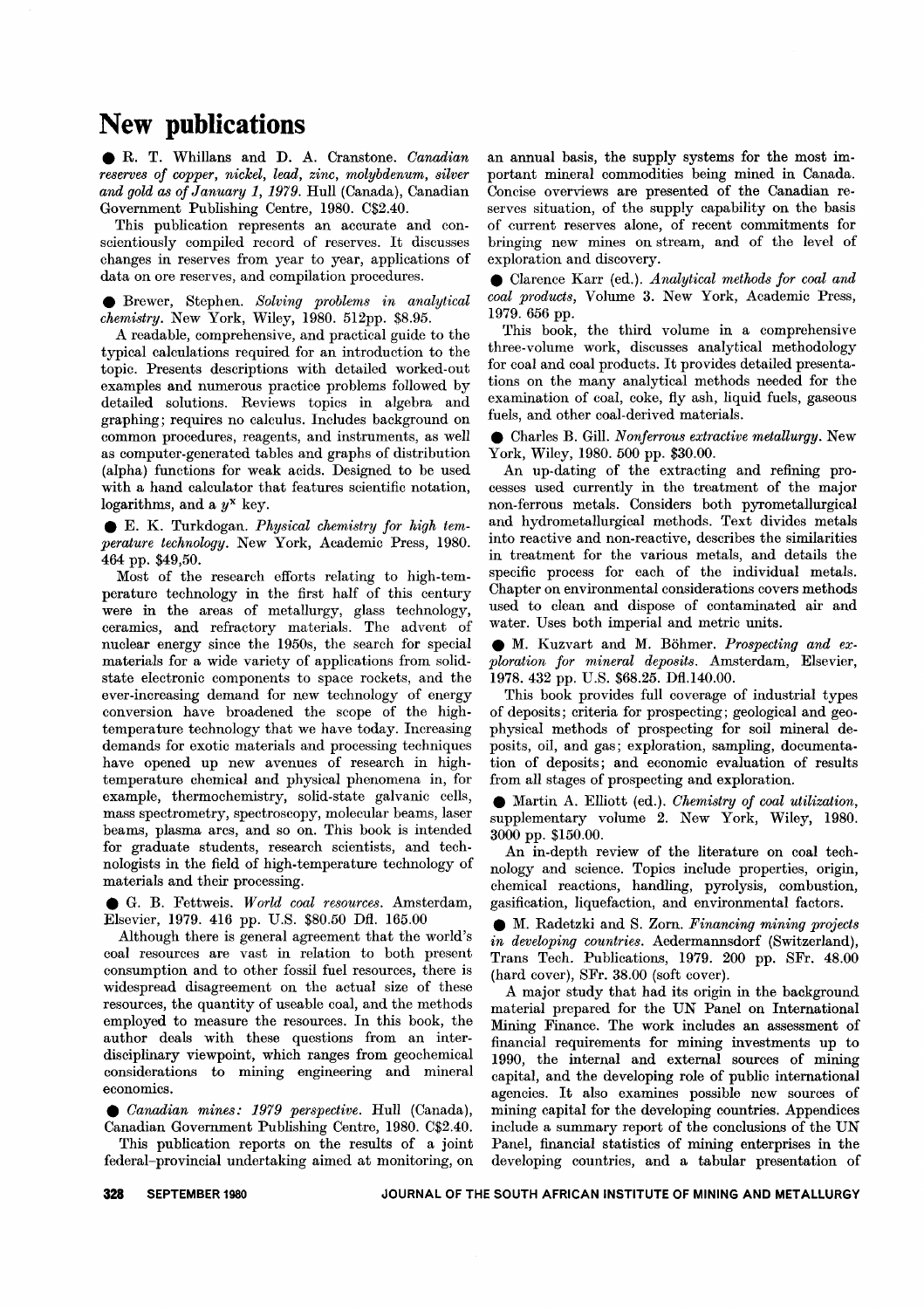# New publications

● R. T. Whillans and D. A. Cranstone. *Canadian reserves of copper, nickel, lead, zinc, molybdenum, silver and gold as of January 1, 1979.* Hull (Canada), Canadian Government Publishing Centre, 1980. C$2.40.

This publication represents an accurate and conscientiously compiled record of reserves. It discusses changes in reserves from year to year, applications of data on ore reserves, and compilation procedures.

● Brewer, Stephen. *Solving problems in analytical chemistry.* New York, Wiley, 1980. 512pp. $8.95.

A readable, comprehensive, and practical guide to the typical calculations required for an introduction to the topic. Presents descriptions with detailed worked-out examples and numerous practice problems followed by detailed solutions. Reviews topics in algebra and graphing; requires no calculus. Includes background on common procedures, reagents, and instruments, as well as computer-generated tables and graphs of distribution (alpha) functions for weak acids. Designed to be used with a hand calculator that features scientific notation, logarithms, and a $y^x$ key.

● E. K. Turkdogan. *Physical chemistry for high temperature technology.* New York, Academic Press, 1980. 464 pp. $49,50.

Most of the research efforts relating to high-temperature technology in the first half of this century were in the areas of metallurgy, glass technology, ceramics, and refractory materials. The advent of nuclear energy since the 1950s, the search for special materials for a wide variety of applications from solid-state electronic components to space rockets, and the ever-increasing demand for new technology of energy conversion have broadened the scope of the high-temperature technology that we have today. Increasing demands for exotic materials and processing techniques have opened up new avenues of research in high-temperature chemical and physical phenomena in, for example, thermochemistry, solid-state galvanic cells, mass spectrometry, spectroscopy, molecular beams, laser beams, plasma arcs, and so on. This book is intended for graduate students, research scientists, and technologists in the field of high-temperature technology of materials and their processing.

● G. B. Fettweis. *World coal resources.* Amsterdam, Elsevier, 1979. 416 pp. U.S. $80.50 Dfl. 165.00

Although there is general agreement that the world's coal resources are vast in relation to both present consumption and to other fossil fuel resources, there is widespread disagreement on the actual size of these resources, the quantity of useable coal, and the methods employed to measure the resources. In this book, the author deals with these questions from an interdisciplinary viewpoint, which ranges from geochemical considerations to mining engineering and mineral economics.

● *Canadian mines: 1979 perspective.* Hull (Canada), Canadian Government Publishing Centre, 1980. C$2.40.

This publication reports on the results of a joint federal–provincial undertaking aimed at monitoring, on an annual basis, the supply systems for the most important mineral commodities being mined in Canada. Concise overviews are presented of the Canadian reserves situation, of the supply capability on the basis of current reserves alone, of recent commitments for bringing new mines on stream, and of the level of exploration and discovery.

● Clarence Karr (ed.). *Analytical methods for coal and coal products,* Volume 3. New York, Academic Press, 1979. 656 pp.

This book, the third volume in a comprehensive three-volume work, discusses analytical methodology for coal and coal products. It provides detailed presentations on the many analytical methods needed for the examination of coal, coke, fly ash, liquid fuels, gaseous fuels, and other coal-derived materials.

● Charles B. Gill. *Nonferrous extractive metallurgy.* New York, Wiley, 1980. 500 pp. $30.00.

An up-dating of the extracting and refining processes used currently in the treatment of the major non-ferrous metals. Considers both pyrometallurgical and hydrometallurgical methods. Text divides metals into reactive and non-reactive, describes the similarities in treatment for the various metals, and details the specific process for each of the individual metals. Chapter on environmental considerations covers methods used to clean and dispose of contaminated air and water. Uses both imperial and metric units.

● M. Kuzvart and M. Böhmer. *Prospecting and exploration for mineral deposits.* Amsterdam, Elsevier, 1978. 432 pp. U.S. $68.25. Dfl.140.00.

This book provides full coverage of industrial types of deposits; criteria for prospecting; geological and geophysical methods of prospecting for soil mineral deposits, oil, and gas; exploration, sampling, documentation of deposits; and economic evaluation of results from all stages of prospecting and exploration.

● Martin A. Elliott (ed.). *Chemistry of coal utilization,* supplementary volume 2. New York, Wiley, 1980. 3000 pp. $150.00.

An in-depth review of the literature on coal technology and science. Topics include properties, origin, chemical reactions, handling, pyrolysis, combustion, gasification, liquefaction, and environmental factors.

● M. Radetzki and S. Zorn. *Financing mining projects in developing countries.* Aedermannsdorf (Switzerland), Trans Tech. Publications, 1979. 200 pp. SFr. 48.00 (hard cover), SFr. 38.00 (soft cover).

A major study that had its origin in the background material prepared for the UN Panel on International Mining Finance. The work includes an assessment of financial requirements for mining investments up to 1990, the internal and external sources of mining capital, and the developing role of public international agencies. It also examines possible new sources of mining capital for the developing countries. Appendices include a summary report of the conclusions of the UN Panel, financial statistics of mining enterprises in the developing countries, and a tabular presentation of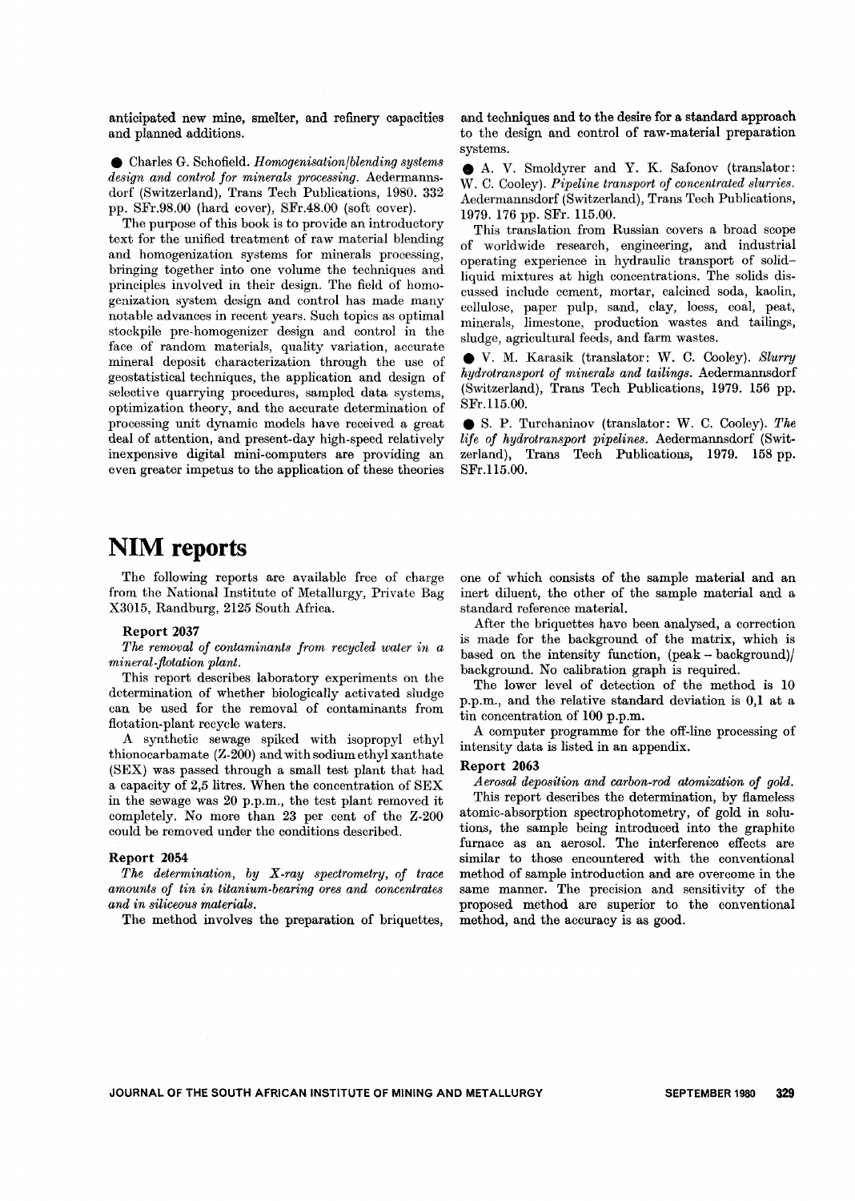anticipated new mine, smelter, and refinery capacities and planned additions.

● Charles G. Schofield. *Homogenisation/blending systems design and control for minerals processing*. Aedermannsdorf (Switzerland), Trans Tech Publications, 1980. 332 pp. SFr.98.00 (hard cover), SFr.48.00 (soft cover).

The purpose of this book is to provide an introductory text for the unified treatment of raw material blending and homogenization systems for minerals processing, bringing together into one volume the techniques and principles involved in their design. The field of homogenization system design and control has made many notable advances in recent years. Such topics as optimal stockpile pre-homogenizer design and control in the face of random materials, quality variation, accurate mineral deposit characterization through the use of geostatistical techniques, the application and design of selective quarrying procedures, sampled data systems, optimization theory, and the accurate determination of processing unit dynamic models have received a great deal of attention, and present-day high-speed relatively inexpensive digital mini-computers are providing an even greater impetus to the application of these theories and techniques and to the desire for a standard approach to the design and control of raw-material preparation systems.

● A. V. Smoldyrer and Y. K. Safonov (translator: W. C. Cooley). *Pipeline transport of concentrated slurries*. Aedermannsdorf (Switzerland), Trans Tech Publications, 1979. 176 pp. SFr. 115.00.

This translation from Russian covers a broad scope of worldwide research, engineering, and industrial operating experience in hydraulic transport of solid–liquid mixtures at high concentrations. The solids discussed include cement, mortar, calcined soda, kaolin, cellulose, paper pulp, sand, clay, loess, coal, peat, minerals, limestone, production wastes and tailings, sludge, agricultural feeds, and farm wastes.

● V. M. Karasik (translator: W. C. Cooley). *Slurry hydrotransport of minerals and tailings*. Aedermannsdorf (Switzerland), Trans Tech Publications, 1979. 156 pp. SFr.115.00.

● S. P. Turchaninov (translator: W. C. Cooley). *The life of hydrotransport pipelines*. Aedermannsdorf (Switzerland), Trans Tech Publications, 1979. 158 pp. SFr.115.00.

# NIM reports

The following reports are available free of charge from the National Institute of Metallurgy, Private Bag X3015, Randburg, 2125 South Africa.

### Report 2037

*The removal of contaminants from recycled water in a mineral-flotation plant.*

This report describes laboratory experiments on the determination of whether biologically activated sludge can be used for the removal of contaminants from flotation-plant recycle waters.

A synthetic sewage spiked with isopropyl ethyl thionocarbamate (Z-200) and with sodium ethyl xanthate (SEX) was passed through a small test plant that had a capacity of 2,5 litres. When the concentration of SEX in the sewage was 20 p.p.m., the test plant removed it completely. No more than 23 per cent of the Z-200 could be removed under the conditions described.

### Report 2054

*The determination, by X-ray spectrometry, of trace amounts of tin in titanium-bearing ores and concentrates and in siliceous materials.*

The method involves the preparation of briquettes, one of which consists of the sample material and an inert diluent, the other of the sample material and a standard reference material.

After the briquettes have been analysed, a correction is made for the background of the matrix, which is based on the intensity function, (peak – background)/background. No calibration graph is required.

The lower level of detection of the method is 10 p.p.m., and the relative standard deviation is 0,1 at a tin concentration of 100 p.p.m.

A computer programme for the off-line processing of intensity data is listed in an appendix.

### Report 2063

*Aerosol deposition and carbon-rod atomization of gold.*

This report describes the determination, by flameless atomic-absorption spectrophotometry, of gold in solutions, the sample being introduced into the graphite furnace as an aerosol. The interference effects are similar to those encountered with the conventional method of sample introduction and are overcome in the same manner. The precision and sensitivity of the proposed method are superior to the conventional method, and the accuracy is as good.